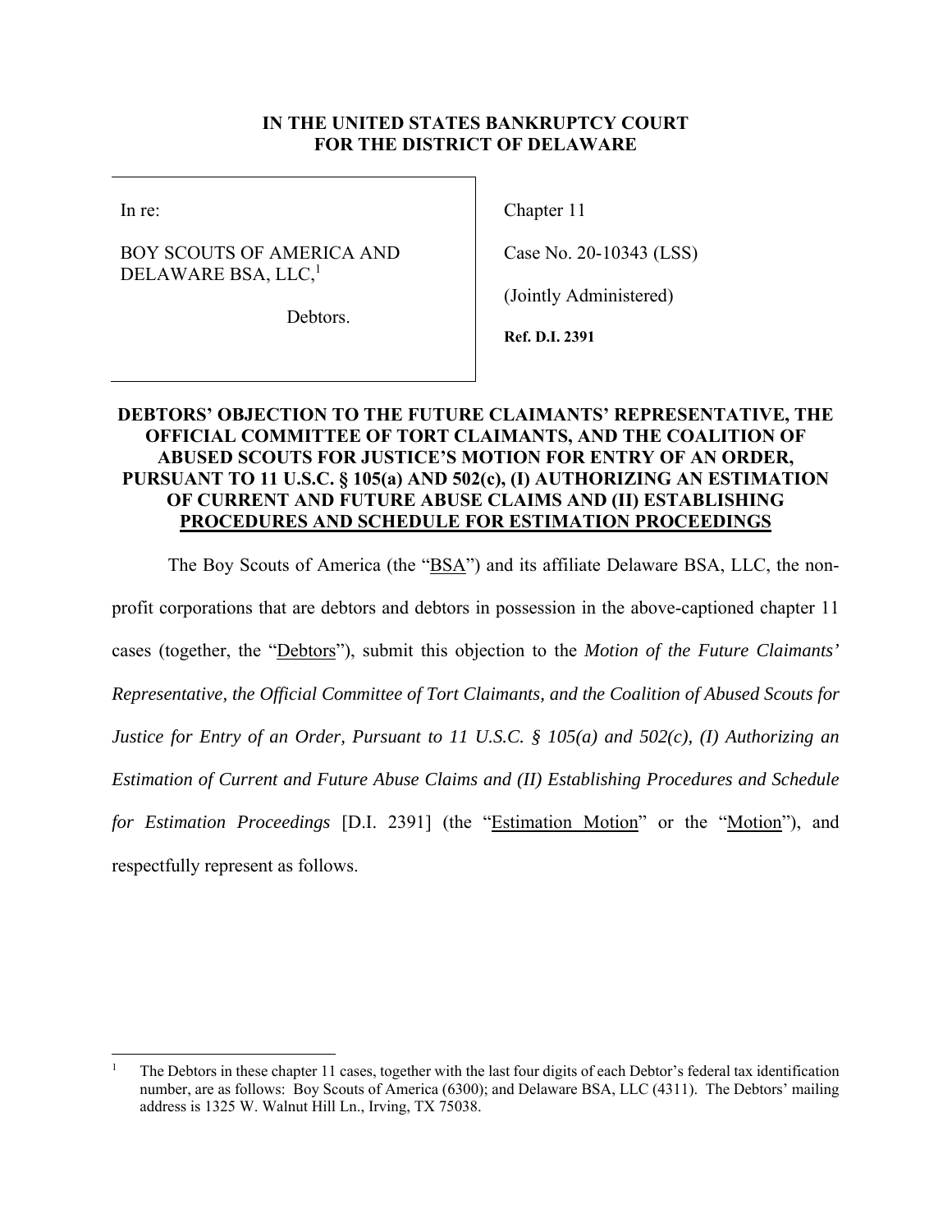**IN THE UNITED STATES BANKRUPTCY COURT**
**FOR THE DISTRICT OF DELAWARE**

| | |
|---|---|
| In re:<br><br>BOY SCOUTS OF AMERICA AND DELAWARE BSA, LLC,[1]<br><br>Debtors. | Chapter 11<br><br>Case No. 20-10343 (LSS)<br><br>(Jointly Administered)<br><br>**Ref. D.I. 2391** |

**DEBTORS' OBJECTION TO THE FUTURE CLAIMANTS' REPRESENTATIVE, THE OFFICIAL COMMITTEE OF TORT CLAIMANTS, AND THE COALITION OF ABUSED SCOUTS FOR JUSTICE'S MOTION FOR ENTRY OF AN ORDER, PURSUANT TO 11 U.S.C. § 105(a) AND 502(c), (I) AUTHORIZING AN ESTIMATION OF CURRENT AND FUTURE ABUSE CLAIMS AND (II) ESTABLISHING PROCEDURES AND SCHEDULE FOR ESTIMATION PROCEEDINGS**

The Boy Scouts of America (the "BSA") and its affiliate Delaware BSA, LLC, the non-profit corporations that are debtors and debtors in possession in the above-captioned chapter 11 cases (together, the "Debtors"), submit this objection to the *Motion of the Future Claimants' Representative, the Official Committee of Tort Claimants, and the Coalition of Abused Scouts for Justice for Entry of an Order, Pursuant to 11 U.S.C. § 105(a) and 502(c), (I) Authorizing an Estimation of Current and Future Abuse Claims and (II) Establishing Procedures and Schedule for Estimation Proceedings* [D.I. 2391] (the "Estimation Motion" or the "Motion"), and respectfully represent as follows.

---

[1] The Debtors in these chapter 11 cases, together with the last four digits of each Debtor's federal tax identification number, are as follows: Boy Scouts of America (6300); and Delaware BSA, LLC (4311). The Debtors' mailing address is 1325 W. Walnut Hill Ln., Irving, TX 75038.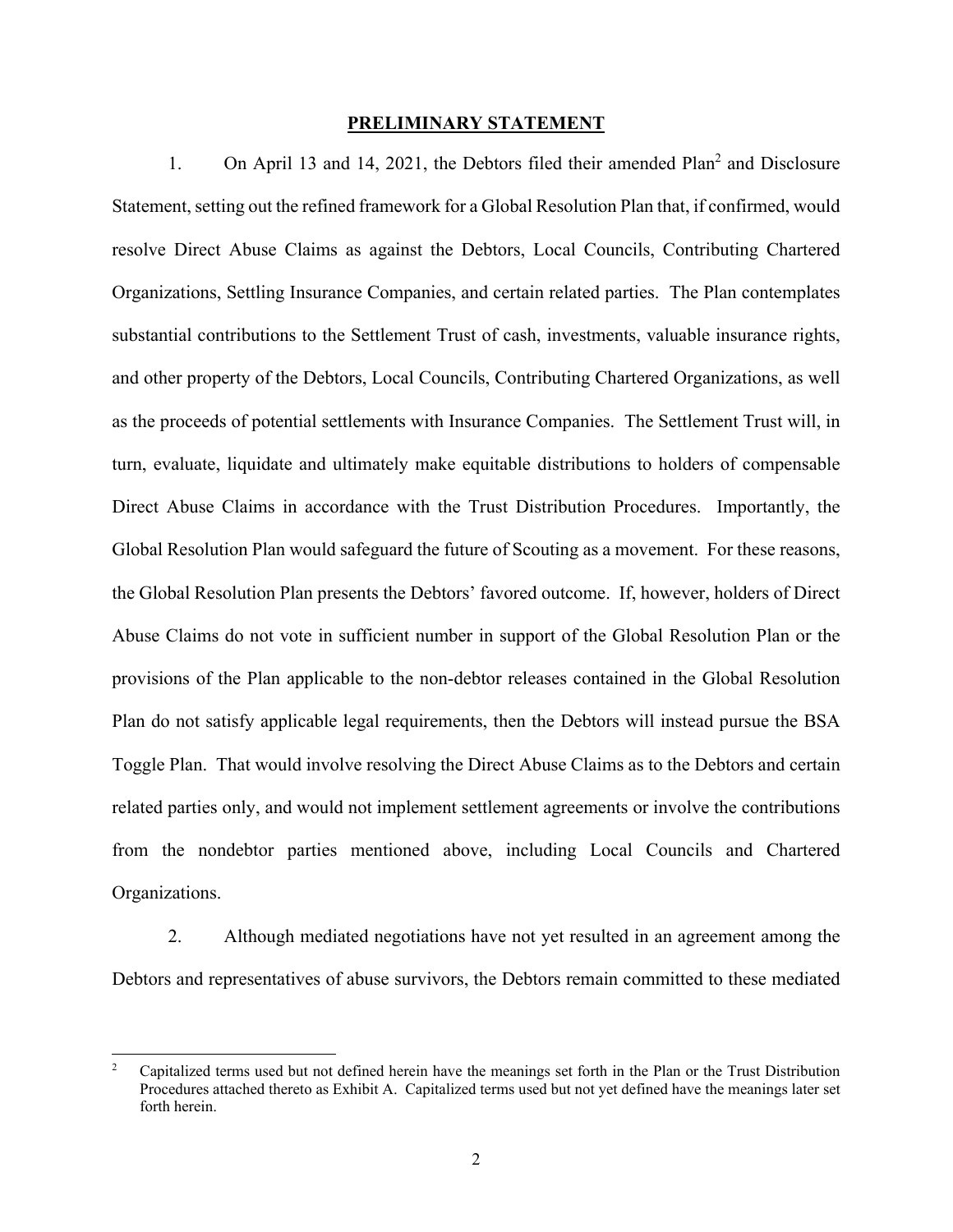## PRELIMINARY STATEMENT

1. On April 13 and 14, 2021, the Debtors filed their amended Plan[2] and Disclosure Statement, setting out the refined framework for a Global Resolution Plan that, if confirmed, would resolve Direct Abuse Claims as against the Debtors, Local Councils, Contributing Chartered Organizations, Settling Insurance Companies, and certain related parties. The Plan contemplates substantial contributions to the Settlement Trust of cash, investments, valuable insurance rights, and other property of the Debtors, Local Councils, Contributing Chartered Organizations, as well as the proceeds of potential settlements with Insurance Companies. The Settlement Trust will, in turn, evaluate, liquidate and ultimately make equitable distributions to holders of compensable Direct Abuse Claims in accordance with the Trust Distribution Procedures. Importantly, the Global Resolution Plan would safeguard the future of Scouting as a movement. For these reasons, the Global Resolution Plan presents the Debtors' favored outcome. If, however, holders of Direct Abuse Claims do not vote in sufficient number in support of the Global Resolution Plan or the provisions of the Plan applicable to the non-debtor releases contained in the Global Resolution Plan do not satisfy applicable legal requirements, then the Debtors will instead pursue the BSA Toggle Plan. That would involve resolving the Direct Abuse Claims as to the Debtors and certain related parties only, and would not implement settlement agreements or involve the contributions from the nondebtor parties mentioned above, including Local Councils and Chartered Organizations.

2. Although mediated negotiations have not yet resulted in an agreement among the Debtors and representatives of abuse survivors, the Debtors remain committed to these mediated

[2] Capitalized terms used but not defined herein have the meanings set forth in the Plan or the Trust Distribution Procedures attached thereto as Exhibit A. Capitalized terms used but not yet defined have the meanings later set forth herein.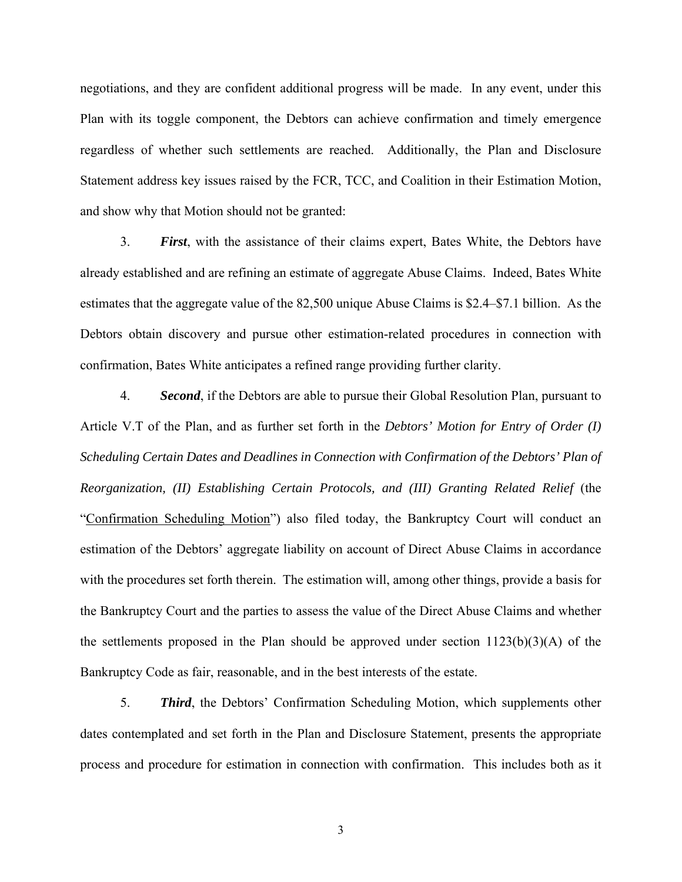negotiations, and they are confident additional progress will be made. In any event, under this Plan with its toggle component, the Debtors can achieve confirmation and timely emergence regardless of whether such settlements are reached. Additionally, the Plan and Disclosure Statement address key issues raised by the FCR, TCC, and Coalition in their Estimation Motion, and show why that Motion should not be granted:

3. ***First***, with the assistance of their claims expert, Bates White, the Debtors have already established and are refining an estimate of aggregate Abuse Claims. Indeed, Bates White estimates that the aggregate value of the 82,500 unique Abuse Claims is $2.4–$7.1 billion. As the Debtors obtain discovery and pursue other estimation-related procedures in connection with confirmation, Bates White anticipates a refined range providing further clarity.

4. ***Second***, if the Debtors are able to pursue their Global Resolution Plan, pursuant to Article V.T of the Plan, and as further set forth in the *Debtors' Motion for Entry of Order (I) Scheduling Certain Dates and Deadlines in Connection with Confirmation of the Debtors' Plan of Reorganization, (II) Establishing Certain Protocols, and (III) Granting Related Relief* (the "Confirmation Scheduling Motion") also filed today, the Bankruptcy Court will conduct an estimation of the Debtors' aggregate liability on account of Direct Abuse Claims in accordance with the procedures set forth therein. The estimation will, among other things, provide a basis for the Bankruptcy Court and the parties to assess the value of the Direct Abuse Claims and whether the settlements proposed in the Plan should be approved under section 1123(b)(3)(A) of the Bankruptcy Code as fair, reasonable, and in the best interests of the estate.

5. ***Third***, the Debtors' Confirmation Scheduling Motion, which supplements other dates contemplated and set forth in the Plan and Disclosure Statement, presents the appropriate process and procedure for estimation in connection with confirmation. This includes both as it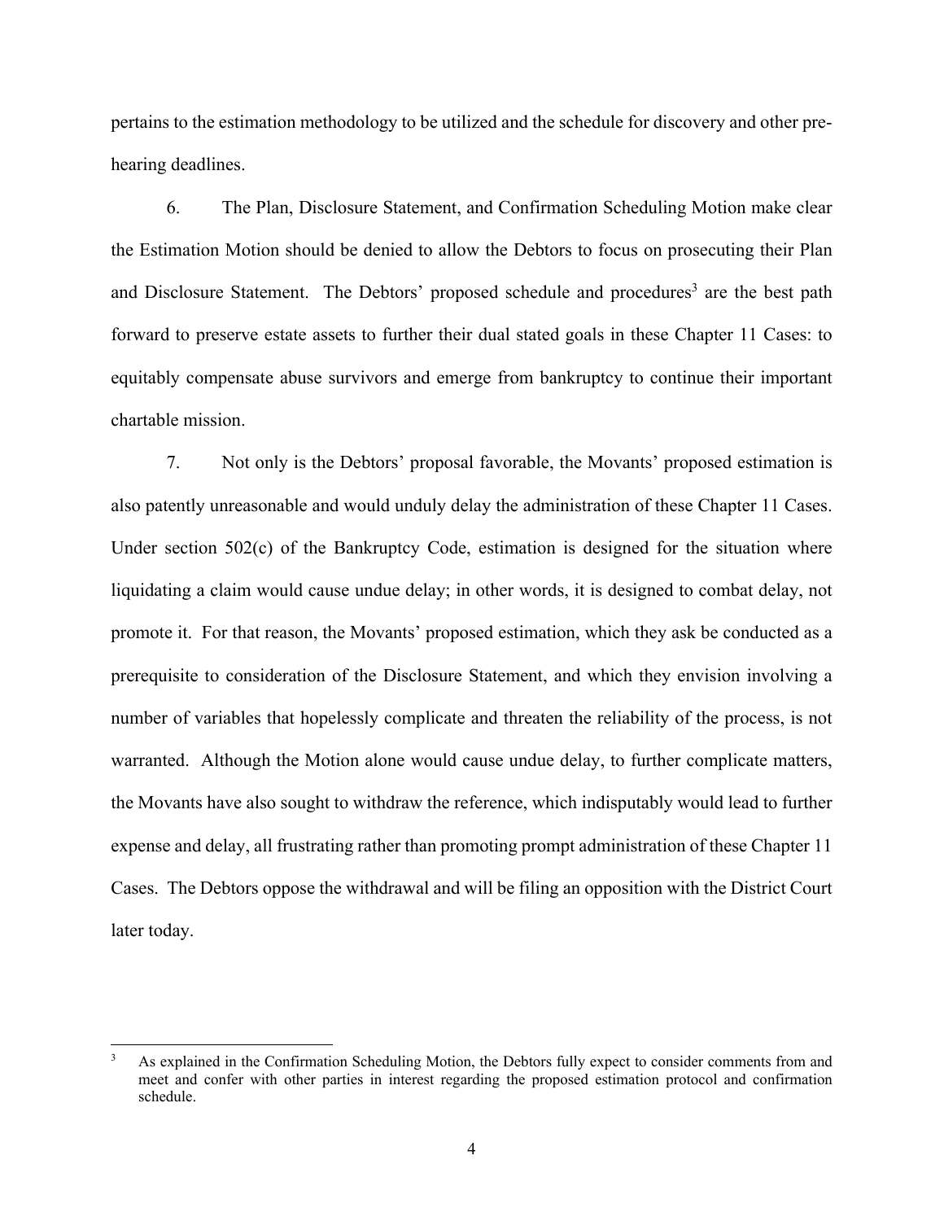pertains to the estimation methodology to be utilized and the schedule for discovery and other pre-hearing deadlines.

6. The Plan, Disclosure Statement, and Confirmation Scheduling Motion make clear the Estimation Motion should be denied to allow the Debtors to focus on prosecuting their Plan and Disclosure Statement. The Debtors' proposed schedule and procedures[3] are the best path forward to preserve estate assets to further their dual stated goals in these Chapter 11 Cases: to equitably compensate abuse survivors and emerge from bankruptcy to continue their important chartable mission.

7. Not only is the Debtors' proposal favorable, the Movants' proposed estimation is also patently unreasonable and would unduly delay the administration of these Chapter 11 Cases. Under section 502(c) of the Bankruptcy Code, estimation is designed for the situation where liquidating a claim would cause undue delay; in other words, it is designed to combat delay, not promote it. For that reason, the Movants' proposed estimation, which they ask be conducted as a prerequisite to consideration of the Disclosure Statement, and which they envision involving a number of variables that hopelessly complicate and threaten the reliability of the process, is not warranted. Although the Motion alone would cause undue delay, to further complicate matters, the Movants have also sought to withdraw the reference, which indisputably would lead to further expense and delay, all frustrating rather than promoting prompt administration of these Chapter 11 Cases. The Debtors oppose the withdrawal and will be filing an opposition with the District Court later today.

---

[3] As explained in the Confirmation Scheduling Motion, the Debtors fully expect to consider comments from and meet and confer with other parties in interest regarding the proposed estimation protocol and confirmation schedule.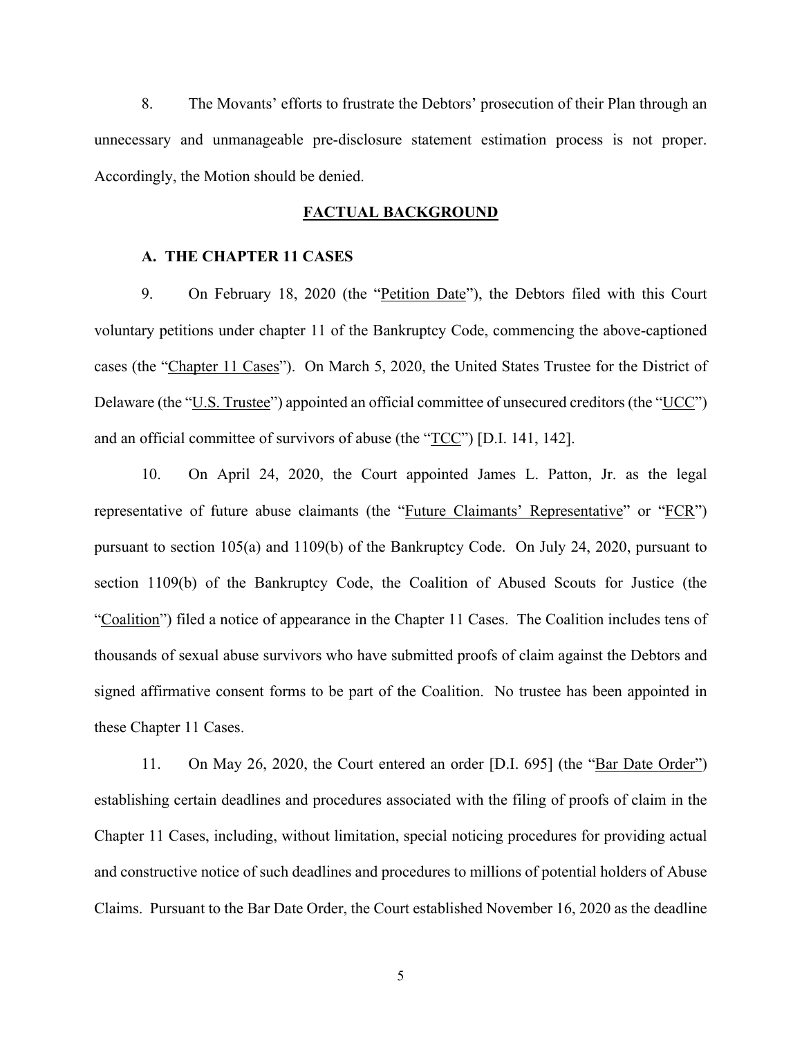8. The Movants' efforts to frustrate the Debtors' prosecution of their Plan through an unnecessary and unmanageable pre-disclosure statement estimation process is not proper. Accordingly, the Motion should be denied.

## FACTUAL BACKGROUND

### A. THE CHAPTER 11 CASES

9. On February 18, 2020 (the "Petition Date"), the Debtors filed with this Court voluntary petitions under chapter 11 of the Bankruptcy Code, commencing the above-captioned cases (the "Chapter 11 Cases"). On March 5, 2020, the United States Trustee for the District of Delaware (the "U.S. Trustee") appointed an official committee of unsecured creditors (the "UCC") and an official committee of survivors of abuse (the "TCC") [D.I. 141, 142].

10. On April 24, 2020, the Court appointed James L. Patton, Jr. as the legal representative of future abuse claimants (the "Future Claimants' Representative" or "FCR") pursuant to section 105(a) and 1109(b) of the Bankruptcy Code. On July 24, 2020, pursuant to section 1109(b) of the Bankruptcy Code, the Coalition of Abused Scouts for Justice (the "Coalition") filed a notice of appearance in the Chapter 11 Cases. The Coalition includes tens of thousands of sexual abuse survivors who have submitted proofs of claim against the Debtors and signed affirmative consent forms to be part of the Coalition. No trustee has been appointed in these Chapter 11 Cases.

11. On May 26, 2020, the Court entered an order [D.I. 695] (the "Bar Date Order") establishing certain deadlines and procedures associated with the filing of proofs of claim in the Chapter 11 Cases, including, without limitation, special noticing procedures for providing actual and constructive notice of such deadlines and procedures to millions of potential holders of Abuse Claims. Pursuant to the Bar Date Order, the Court established November 16, 2020 as the deadline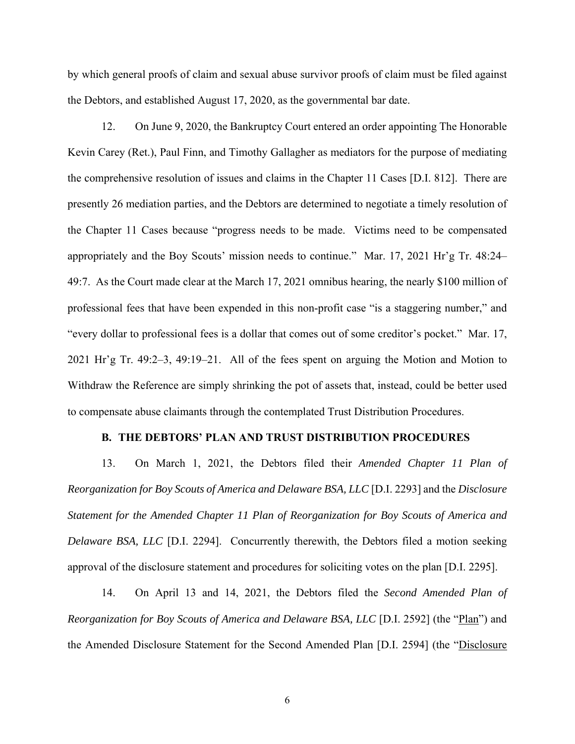by which general proofs of claim and sexual abuse survivor proofs of claim must be filed against the Debtors, and established August 17, 2020, as the governmental bar date.

12. On June 9, 2020, the Bankruptcy Court entered an order appointing The Honorable Kevin Carey (Ret.), Paul Finn, and Timothy Gallagher as mediators for the purpose of mediating the comprehensive resolution of issues and claims in the Chapter 11 Cases [D.I. 812]. There are presently 26 mediation parties, and the Debtors are determined to negotiate a timely resolution of the Chapter 11 Cases because "progress needs to be made. Victims need to be compensated appropriately and the Boy Scouts' mission needs to continue." Mar. 17, 2021 Hr'g Tr. 48:24–49:7. As the Court made clear at the March 17, 2021 omnibus hearing, the nearly $100 million of professional fees that have been expended in this non-profit case "is a staggering number," and "every dollar to professional fees is a dollar that comes out of some creditor's pocket." Mar. 17, 2021 Hr'g Tr. 49:2–3, 49:19–21. All of the fees spent on arguing the Motion and Motion to Withdraw the Reference are simply shrinking the pot of assets that, instead, could be better used to compensate abuse claimants through the contemplated Trust Distribution Procedures.

### B. THE DEBTORS' PLAN AND TRUST DISTRIBUTION PROCEDURES

13. On March 1, 2021, the Debtors filed their *Amended Chapter 11 Plan of Reorganization for Boy Scouts of America and Delaware BSA, LLC* [D.I. 2293] and the *Disclosure Statement for the Amended Chapter 11 Plan of Reorganization for Boy Scouts of America and Delaware BSA, LLC* [D.I. 2294]. Concurrently therewith, the Debtors filed a motion seeking approval of the disclosure statement and procedures for soliciting votes on the plan [D.I. 2295].

14. On April 13 and 14, 2021, the Debtors filed the *Second Amended Plan of Reorganization for Boy Scouts of America and Delaware BSA, LLC* [D.I. 2592] (the "Plan") and the Amended Disclosure Statement for the Second Amended Plan [D.I. 2594] (the "Disclosure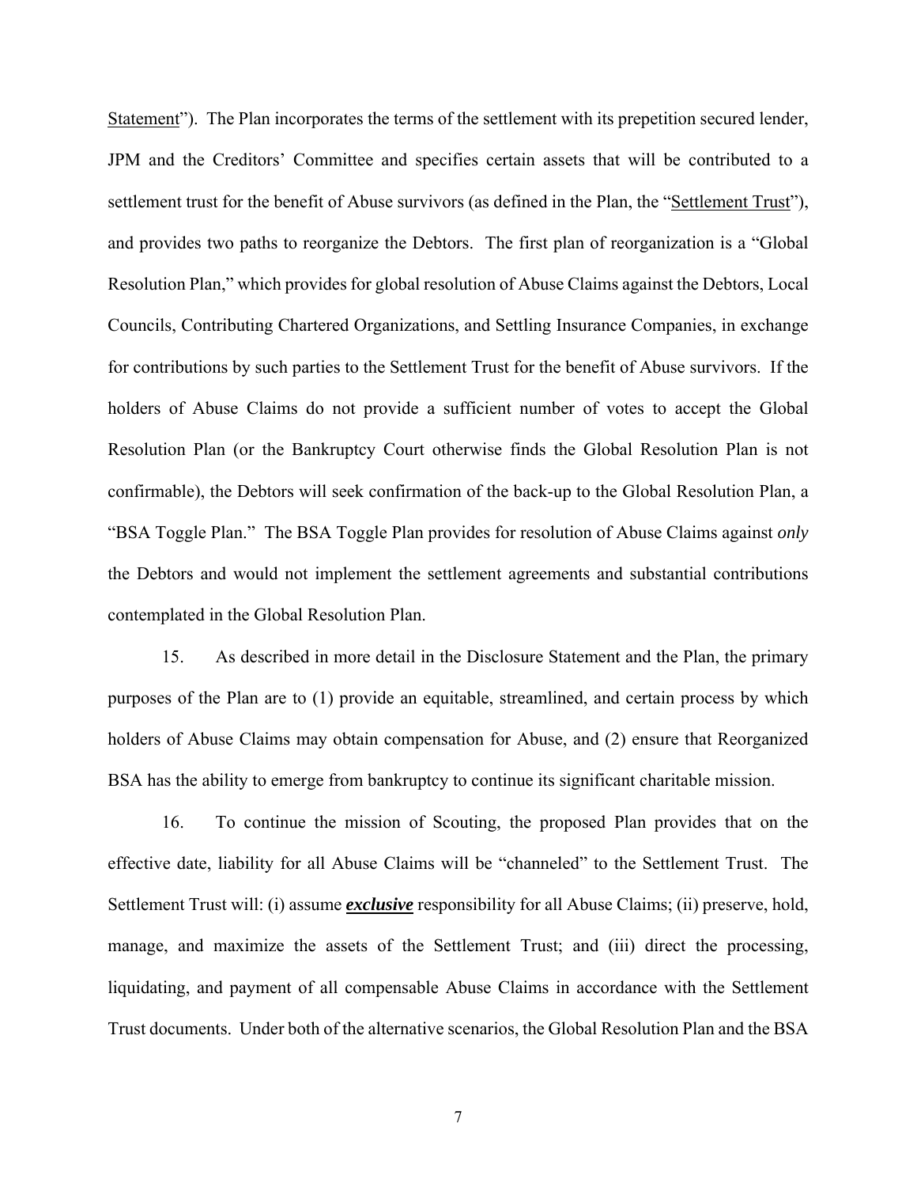Statement"). The Plan incorporates the terms of the settlement with its prepetition secured lender, JPM and the Creditors' Committee and specifies certain assets that will be contributed to a settlement trust for the benefit of Abuse survivors (as defined in the Plan, the "Settlement Trust"), and provides two paths to reorganize the Debtors. The first plan of reorganization is a "Global Resolution Plan," which provides for global resolution of Abuse Claims against the Debtors, Local Councils, Contributing Chartered Organizations, and Settling Insurance Companies, in exchange for contributions by such parties to the Settlement Trust for the benefit of Abuse survivors. If the holders of Abuse Claims do not provide a sufficient number of votes to accept the Global Resolution Plan (or the Bankruptcy Court otherwise finds the Global Resolution Plan is not confirmable), the Debtors will seek confirmation of the back-up to the Global Resolution Plan, a "BSA Toggle Plan." The BSA Toggle Plan provides for resolution of Abuse Claims against *only* the Debtors and would not implement the settlement agreements and substantial contributions contemplated in the Global Resolution Plan.

15. As described in more detail in the Disclosure Statement and the Plan, the primary purposes of the Plan are to (1) provide an equitable, streamlined, and certain process by which holders of Abuse Claims may obtain compensation for Abuse, and (2) ensure that Reorganized BSA has the ability to emerge from bankruptcy to continue its significant charitable mission.

16. To continue the mission of Scouting, the proposed Plan provides that on the effective date, liability for all Abuse Claims will be "channeled" to the Settlement Trust. The Settlement Trust will: (i) assume ***exclusive*** responsibility for all Abuse Claims; (ii) preserve, hold, manage, and maximize the assets of the Settlement Trust; and (iii) direct the processing, liquidating, and payment of all compensable Abuse Claims in accordance with the Settlement Trust documents. Under both of the alternative scenarios, the Global Resolution Plan and the BSA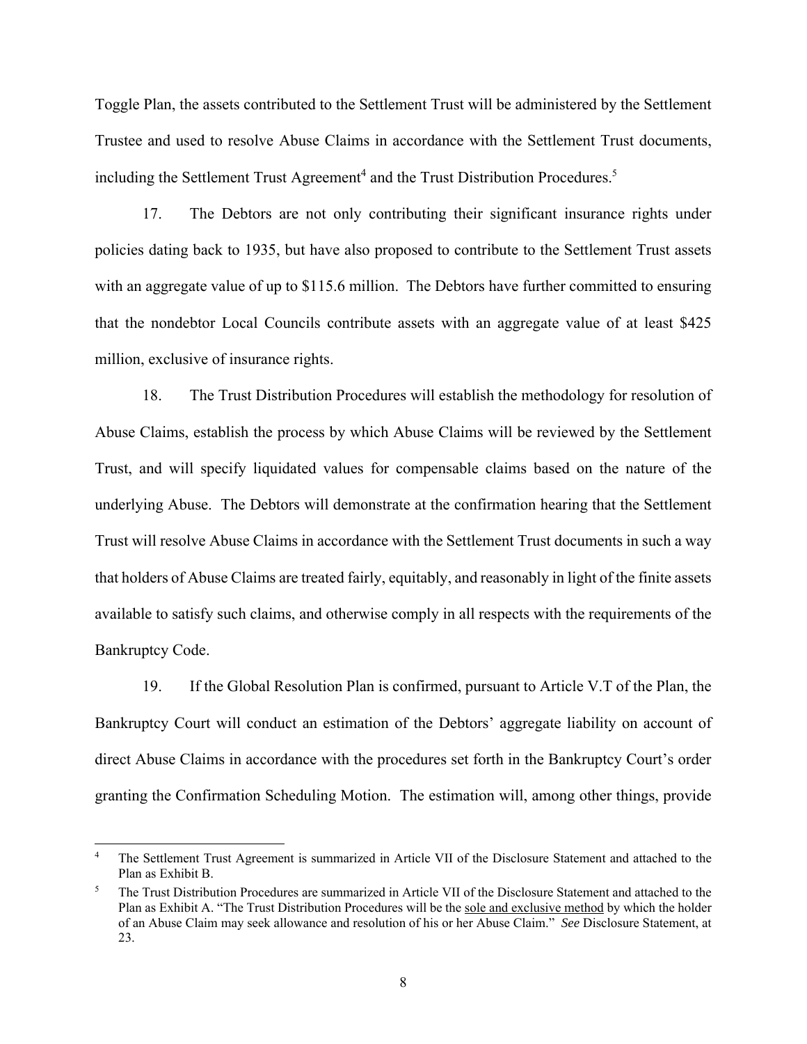Toggle Plan, the assets contributed to the Settlement Trust will be administered by the Settlement Trustee and used to resolve Abuse Claims in accordance with the Settlement Trust documents, including the Settlement Trust Agreement[4] and the Trust Distribution Procedures.[5]

17. The Debtors are not only contributing their significant insurance rights under policies dating back to 1935, but have also proposed to contribute to the Settlement Trust assets with an aggregate value of up to $115.6 million. The Debtors have further committed to ensuring that the nondebtor Local Councils contribute assets with an aggregate value of at least $425 million, exclusive of insurance rights.

18. The Trust Distribution Procedures will establish the methodology for resolution of Abuse Claims, establish the process by which Abuse Claims will be reviewed by the Settlement Trust, and will specify liquidated values for compensable claims based on the nature of the underlying Abuse. The Debtors will demonstrate at the confirmation hearing that the Settlement Trust will resolve Abuse Claims in accordance with the Settlement Trust documents in such a way that holders of Abuse Claims are treated fairly, equitably, and reasonably in light of the finite assets available to satisfy such claims, and otherwise comply in all respects with the requirements of the Bankruptcy Code.

19. If the Global Resolution Plan is confirmed, pursuant to Article V.T of the Plan, the Bankruptcy Court will conduct an estimation of the Debtors' aggregate liability on account of direct Abuse Claims in accordance with the procedures set forth in the Bankruptcy Court's order granting the Confirmation Scheduling Motion. The estimation will, among other things, provide

---

[4] The Settlement Trust Agreement is summarized in Article VII of the Disclosure Statement and attached to the Plan as Exhibit B.

[5] The Trust Distribution Procedures are summarized in Article VII of the Disclosure Statement and attached to the Plan as Exhibit A. "The Trust Distribution Procedures will be the <u>sole and exclusive method</u> by which the holder of an Abuse Claim may seek allowance and resolution of his or her Abuse Claim." *See* Disclosure Statement, at 23.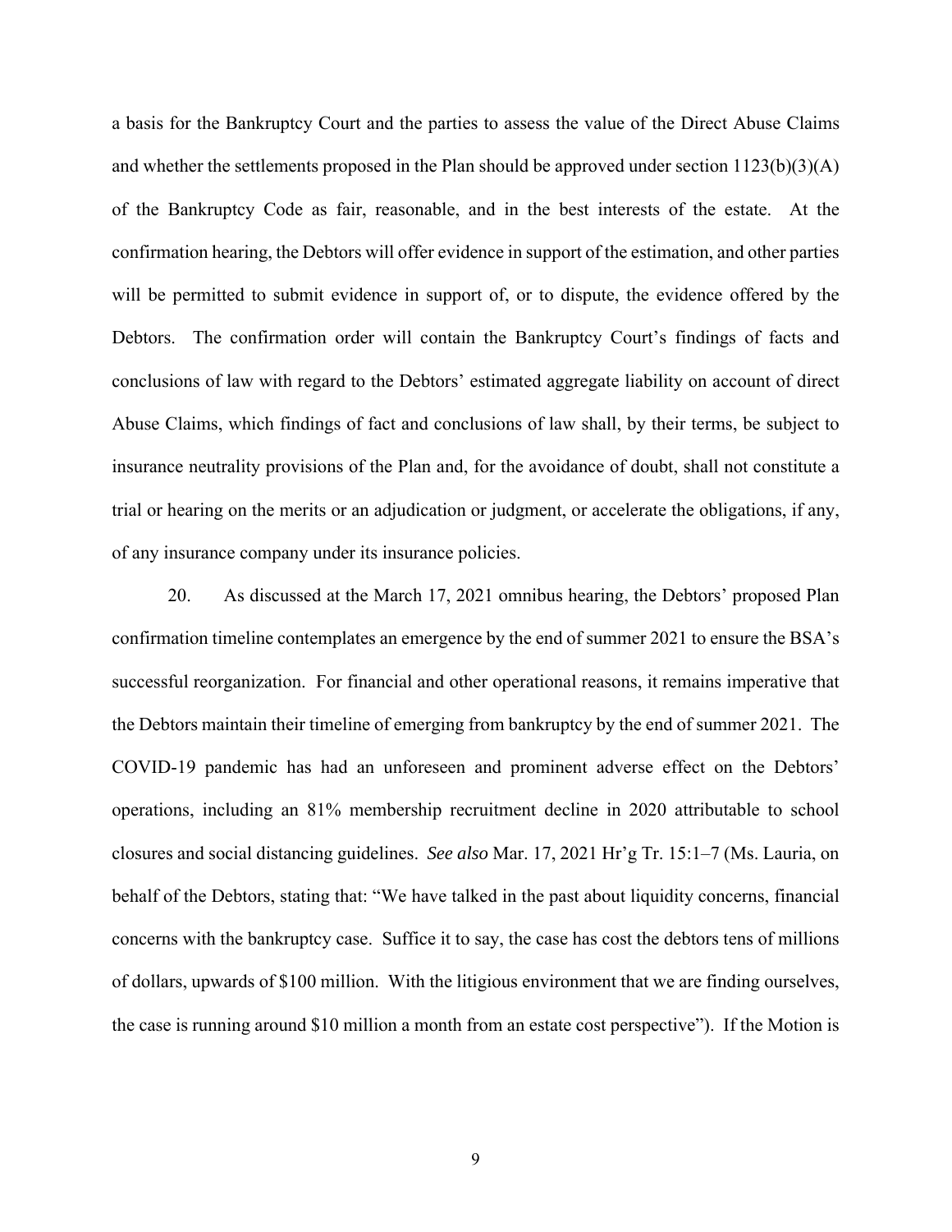a basis for the Bankruptcy Court and the parties to assess the value of the Direct Abuse Claims and whether the settlements proposed in the Plan should be approved under section 1123(b)(3)(A) of the Bankruptcy Code as fair, reasonable, and in the best interests of the estate. At the confirmation hearing, the Debtors will offer evidence in support of the estimation, and other parties will be permitted to submit evidence in support of, or to dispute, the evidence offered by the Debtors. The confirmation order will contain the Bankruptcy Court's findings of facts and conclusions of law with regard to the Debtors' estimated aggregate liability on account of direct Abuse Claims, which findings of fact and conclusions of law shall, by their terms, be subject to insurance neutrality provisions of the Plan and, for the avoidance of doubt, shall not constitute a trial or hearing on the merits or an adjudication or judgment, or accelerate the obligations, if any, of any insurance company under its insurance policies.

20. As discussed at the March 17, 2021 omnibus hearing, the Debtors' proposed Plan confirmation timeline contemplates an emergence by the end of summer 2021 to ensure the BSA's successful reorganization. For financial and other operational reasons, it remains imperative that the Debtors maintain their timeline of emerging from bankruptcy by the end of summer 2021. The COVID-19 pandemic has had an unforeseen and prominent adverse effect on the Debtors' operations, including an 81% membership recruitment decline in 2020 attributable to school closures and social distancing guidelines. *See also* Mar. 17, 2021 Hr'g Tr. 15:1–7 (Ms. Lauria, on behalf of the Debtors, stating that: "We have talked in the past about liquidity concerns, financial concerns with the bankruptcy case. Suffice it to say, the case has cost the debtors tens of millions of dollars, upwards of $100 million. With the litigious environment that we are finding ourselves, the case is running around $10 million a month from an estate cost perspective"). If the Motion is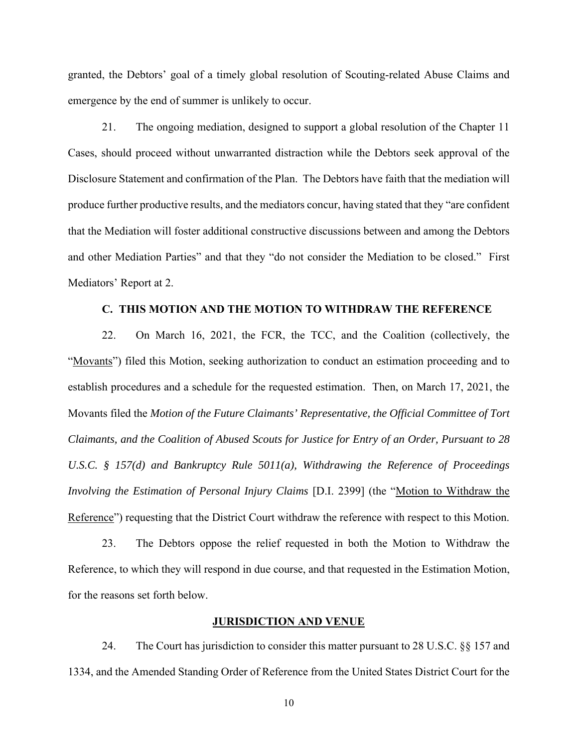granted, the Debtors' goal of a timely global resolution of Scouting-related Abuse Claims and emergence by the end of summer is unlikely to occur.

21. The ongoing mediation, designed to support a global resolution of the Chapter 11 Cases, should proceed without unwarranted distraction while the Debtors seek approval of the Disclosure Statement and confirmation of the Plan. The Debtors have faith that the mediation will produce further productive results, and the mediators concur, having stated that they "are confident that the Mediation will foster additional constructive discussions between and among the Debtors and other Mediation Parties" and that they "do not consider the Mediation to be closed." First Mediators' Report at 2.

### C. THIS MOTION AND THE MOTION TO WITHDRAW THE REFERENCE

22. On March 16, 2021, the FCR, the TCC, and the Coalition (collectively, the "Movants") filed this Motion, seeking authorization to conduct an estimation proceeding and to establish procedures and a schedule for the requested estimation. Then, on March 17, 2021, the Movants filed the *Motion of the Future Claimants' Representative, the Official Committee of Tort Claimants, and the Coalition of Abused Scouts for Justice for Entry of an Order, Pursuant to 28 U.S.C. § 157(d) and Bankruptcy Rule 5011(a), Withdrawing the Reference of Proceedings Involving the Estimation of Personal Injury Claims* [D.I. 2399] (the "Motion to Withdraw the Reference") requesting that the District Court withdraw the reference with respect to this Motion.

23. The Debtors oppose the relief requested in both the Motion to Withdraw the Reference, to which they will respond in due course, and that requested in the Estimation Motion, for the reasons set forth below.

## JURISDICTION AND VENUE

24. The Court has jurisdiction to consider this matter pursuant to 28 U.S.C. §§ 157 and 1334, and the Amended Standing Order of Reference from the United States District Court for the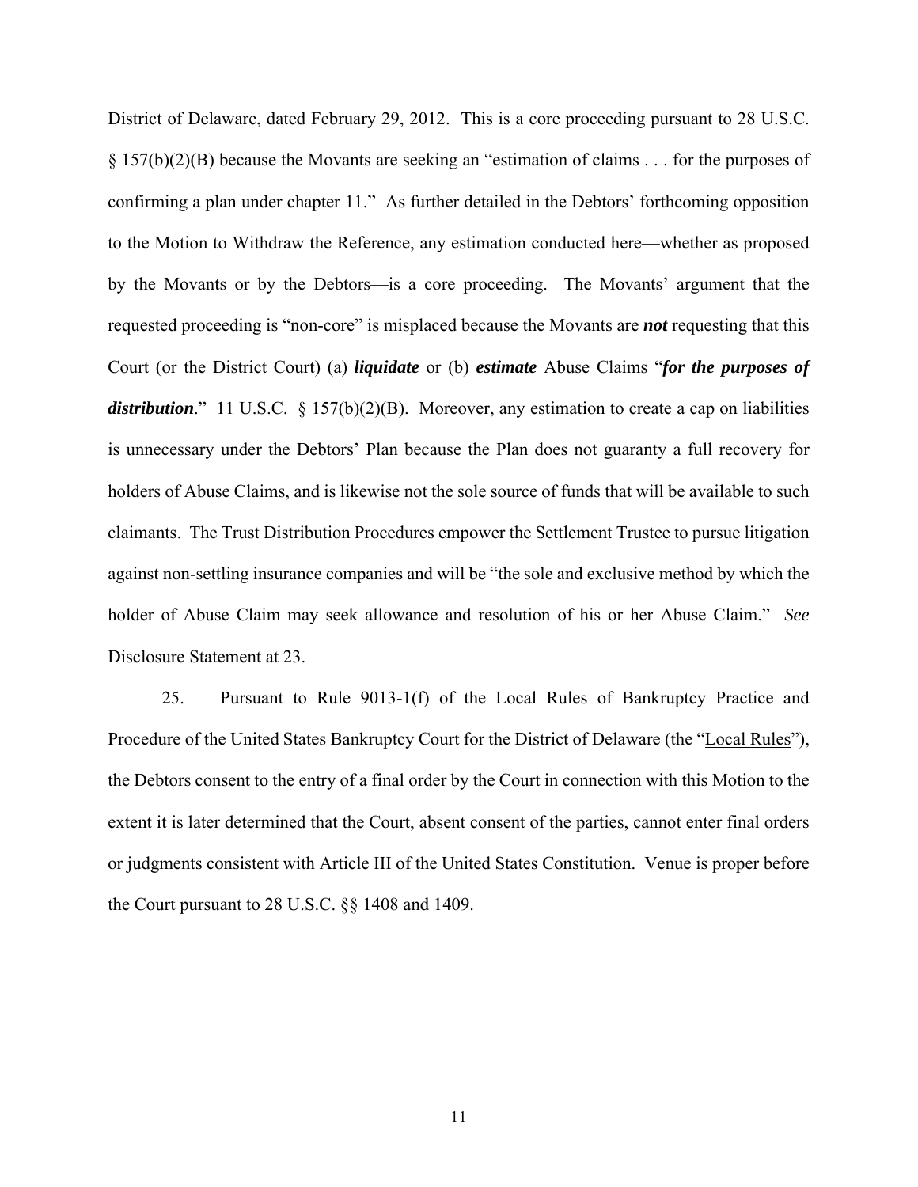District of Delaware, dated February 29, 2012. This is a core proceeding pursuant to 28 U.S.C. § 157(b)(2)(B) because the Movants are seeking an "estimation of claims . . . for the purposes of confirming a plan under chapter 11." As further detailed in the Debtors' forthcoming opposition to the Motion to Withdraw the Reference, any estimation conducted here—whether as proposed by the Movants or by the Debtors—is a core proceeding. The Movants' argument that the requested proceeding is "non-core" is misplaced because the Movants are ***not*** requesting that this Court (or the District Court) (a) ***liquidate*** or (b) ***estimate*** Abuse Claims "***for the purposes of distribution***." 11 U.S.C. § 157(b)(2)(B). Moreover, any estimation to create a cap on liabilities is unnecessary under the Debtors' Plan because the Plan does not guaranty a full recovery for holders of Abuse Claims, and is likewise not the sole source of funds that will be available to such claimants. The Trust Distribution Procedures empower the Settlement Trustee to pursue litigation against non-settling insurance companies and will be "the sole and exclusive method by which the holder of Abuse Claim may seek allowance and resolution of his or her Abuse Claim." *See* Disclosure Statement at 23.

25. Pursuant to Rule 9013-1(f) of the Local Rules of Bankruptcy Practice and Procedure of the United States Bankruptcy Court for the District of Delaware (the "Local Rules"), the Debtors consent to the entry of a final order by the Court in connection with this Motion to the extent it is later determined that the Court, absent consent of the parties, cannot enter final orders or judgments consistent with Article III of the United States Constitution. Venue is proper before the Court pursuant to 28 U.S.C. §§ 1408 and 1409.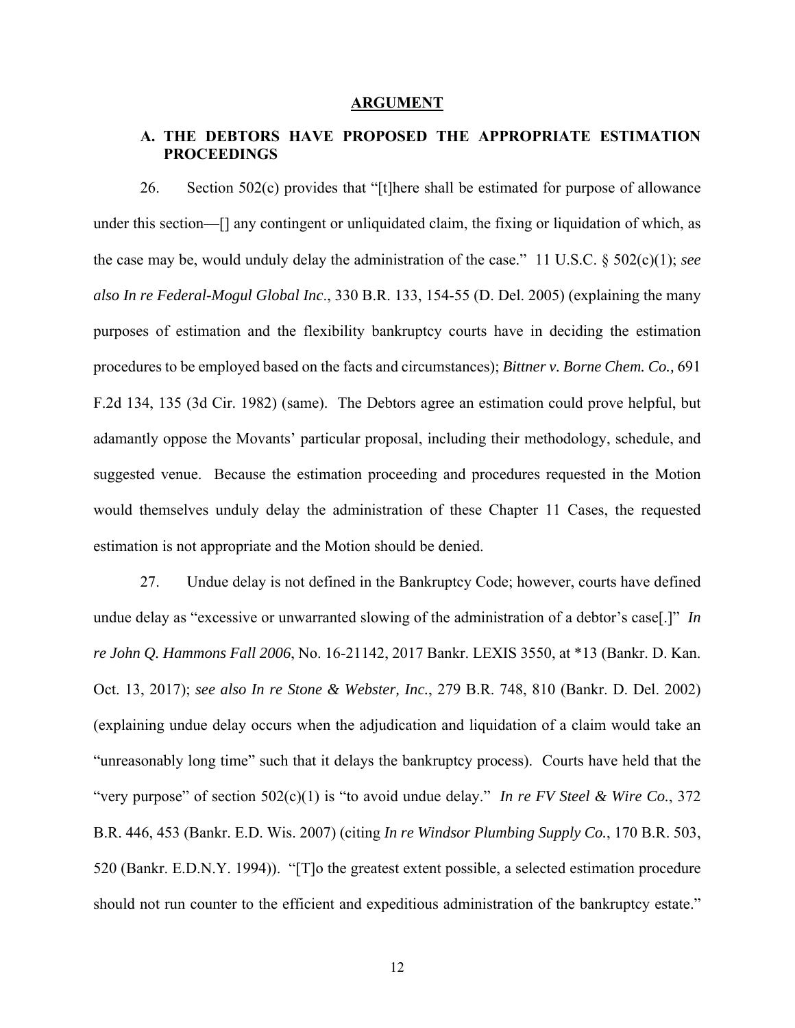## ARGUMENT

### A. THE DEBTORS HAVE PROPOSED THE APPROPRIATE ESTIMATION PROCEEDINGS

26. Section 502(c) provides that "[t]here shall be estimated for purpose of allowance under this section—[] any contingent or unliquidated claim, the fixing or liquidation of which, as the case may be, would unduly delay the administration of the case." 11 U.S.C. § 502(c)(1); *see also In re Federal-Mogul Global Inc*., 330 B.R. 133, 154-55 (D. Del. 2005) (explaining the many purposes of estimation and the flexibility bankruptcy courts have in deciding the estimation procedures to be employed based on the facts and circumstances); *Bittner v. Borne Chem. Co.,* 691 F.2d 134, 135 (3d Cir. 1982) (same). The Debtors agree an estimation could prove helpful, but adamantly oppose the Movants' particular proposal, including their methodology, schedule, and suggested venue. Because the estimation proceeding and procedures requested in the Motion would themselves unduly delay the administration of these Chapter 11 Cases, the requested estimation is not appropriate and the Motion should be denied.

27. Undue delay is not defined in the Bankruptcy Code; however, courts have defined undue delay as "excessive or unwarranted slowing of the administration of a debtor's case[.]" *In re John Q. Hammons Fall 2006*, No. 16-21142, 2017 Bankr. LEXIS 3550, at *13 (Bankr. D. Kan. Oct. 13, 2017); *see also In re Stone & Webster, Inc.*, 279 B.R. 748, 810 (Bankr. D. Del. 2002) (explaining undue delay occurs when the adjudication and liquidation of a claim would take an "unreasonably long time" such that it delays the bankruptcy process). Courts have held that the "very purpose" of section 502(c)(1) is "to avoid undue delay." *In re FV Steel & Wire Co.*, 372 B.R. 446, 453 (Bankr. E.D. Wis. 2007) (citing *In re Windsor Plumbing Supply Co.*, 170 B.R. 503, 520 (Bankr. E.D.N.Y. 1994)). "[T]o the greatest extent possible, a selected estimation procedure should not run counter to the efficient and expeditious administration of the bankruptcy estate."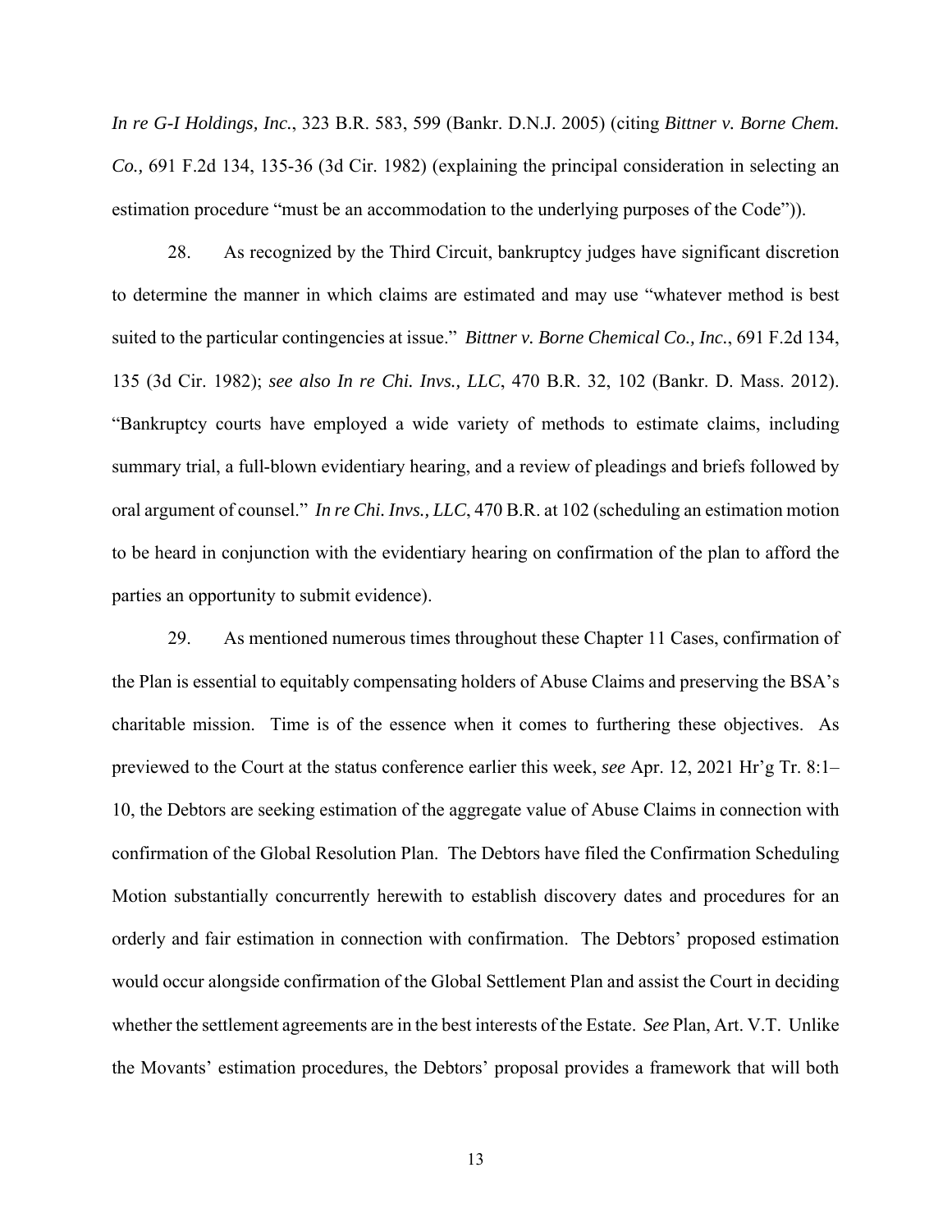*In re G-I Holdings, Inc.*, 323 B.R. 583, 599 (Bankr. D.N.J. 2005) (citing *Bittner v. Borne Chem. Co.,* 691 F.2d 134, 135-36 (3d Cir. 1982) (explaining the principal consideration in selecting an estimation procedure "must be an accommodation to the underlying purposes of the Code")).

28. As recognized by the Third Circuit, bankruptcy judges have significant discretion to determine the manner in which claims are estimated and may use "whatever method is best suited to the particular contingencies at issue." *Bittner v. Borne Chemical Co., Inc.*, 691 F.2d 134, 135 (3d Cir. 1982); *see also In re Chi. Invs., LLC*, 470 B.R. 32, 102 (Bankr. D. Mass. 2012). "Bankruptcy courts have employed a wide variety of methods to estimate claims, including summary trial, a full-blown evidentiary hearing, and a review of pleadings and briefs followed by oral argument of counsel." *In re Chi. Invs., LLC*, 470 B.R. at 102 (scheduling an estimation motion to be heard in conjunction with the evidentiary hearing on confirmation of the plan to afford the parties an opportunity to submit evidence).

29. As mentioned numerous times throughout these Chapter 11 Cases, confirmation of the Plan is essential to equitably compensating holders of Abuse Claims and preserving the BSA's charitable mission. Time is of the essence when it comes to furthering these objectives. As previewed to the Court at the status conference earlier this week, *see* Apr. 12, 2021 Hr'g Tr. 8:1–10, the Debtors are seeking estimation of the aggregate value of Abuse Claims in connection with confirmation of the Global Resolution Plan. The Debtors have filed the Confirmation Scheduling Motion substantially concurrently herewith to establish discovery dates and procedures for an orderly and fair estimation in connection with confirmation. The Debtors' proposed estimation would occur alongside confirmation of the Global Settlement Plan and assist the Court in deciding whether the settlement agreements are in the best interests of the Estate. *See* Plan, Art. V.T. Unlike the Movants' estimation procedures, the Debtors' proposal provides a framework that will both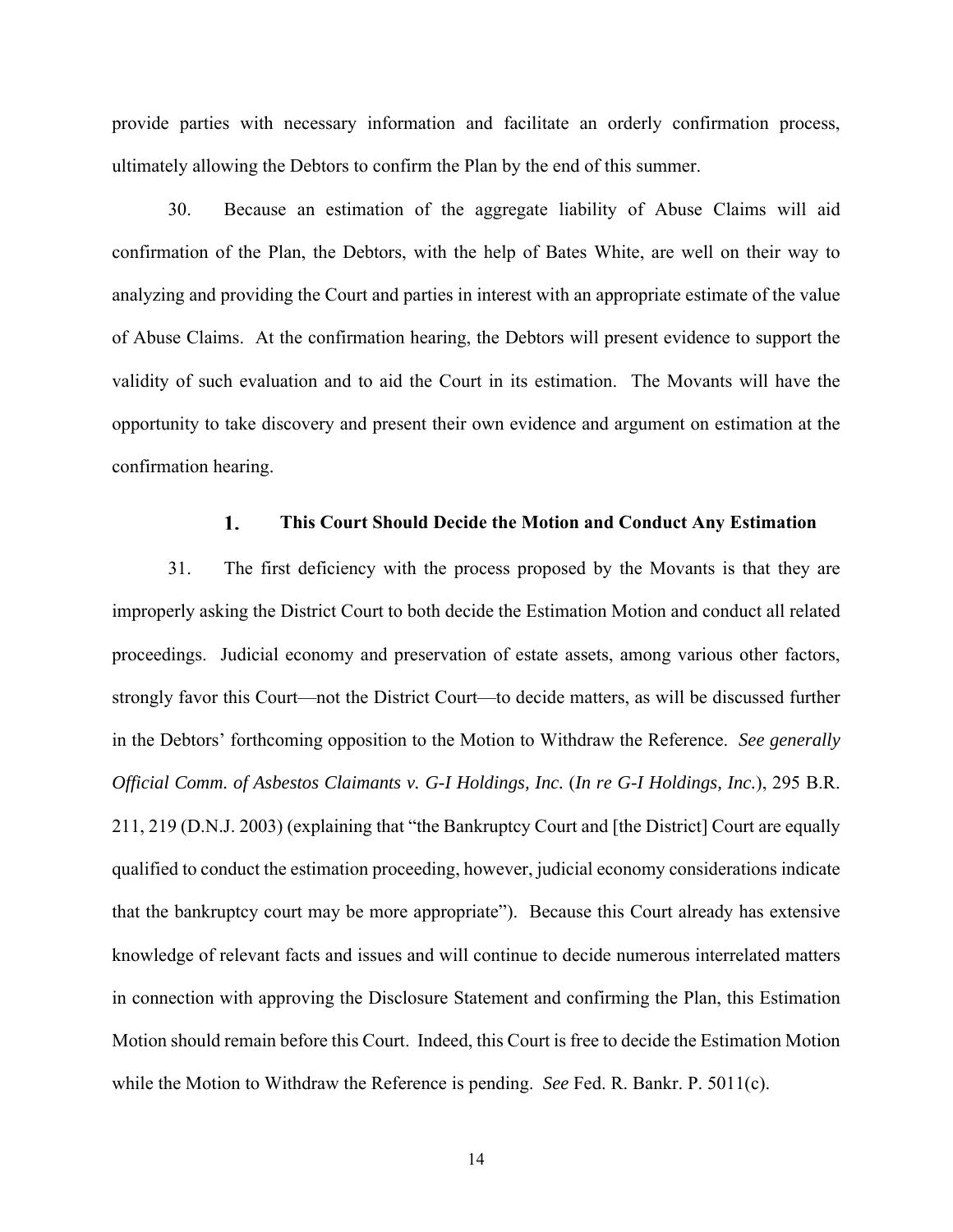provide parties with necessary information and facilitate an orderly confirmation process, ultimately allowing the Debtors to confirm the Plan by the end of this summer.

30. Because an estimation of the aggregate liability of Abuse Claims will aid confirmation of the Plan, the Debtors, with the help of Bates White, are well on their way to analyzing and providing the Court and parties in interest with an appropriate estimate of the value of Abuse Claims. At the confirmation hearing, the Debtors will present evidence to support the validity of such evaluation and to aid the Court in its estimation. The Movants will have the opportunity to take discovery and present their own evidence and argument on estimation at the confirmation hearing.

### 1. This Court Should Decide the Motion and Conduct Any Estimation

31. The first deficiency with the process proposed by the Movants is that they are improperly asking the District Court to both decide the Estimation Motion and conduct all related proceedings. Judicial economy and preservation of estate assets, among various other factors, strongly favor this Court—not the District Court—to decide matters, as will be discussed further in the Debtors' forthcoming opposition to the Motion to Withdraw the Reference. *See generally Official Comm. of Asbestos Claimants v. G-I Holdings, Inc.* (*In re G-I Holdings, Inc.*), 295 B.R. 211, 219 (D.N.J. 2003) (explaining that "the Bankruptcy Court and [the District] Court are equally qualified to conduct the estimation proceeding, however, judicial economy considerations indicate that the bankruptcy court may be more appropriate"). Because this Court already has extensive knowledge of relevant facts and issues and will continue to decide numerous interrelated matters in connection with approving the Disclosure Statement and confirming the Plan, this Estimation Motion should remain before this Court. Indeed, this Court is free to decide the Estimation Motion while the Motion to Withdraw the Reference is pending. *See* Fed. R. Bankr. P. 5011(c).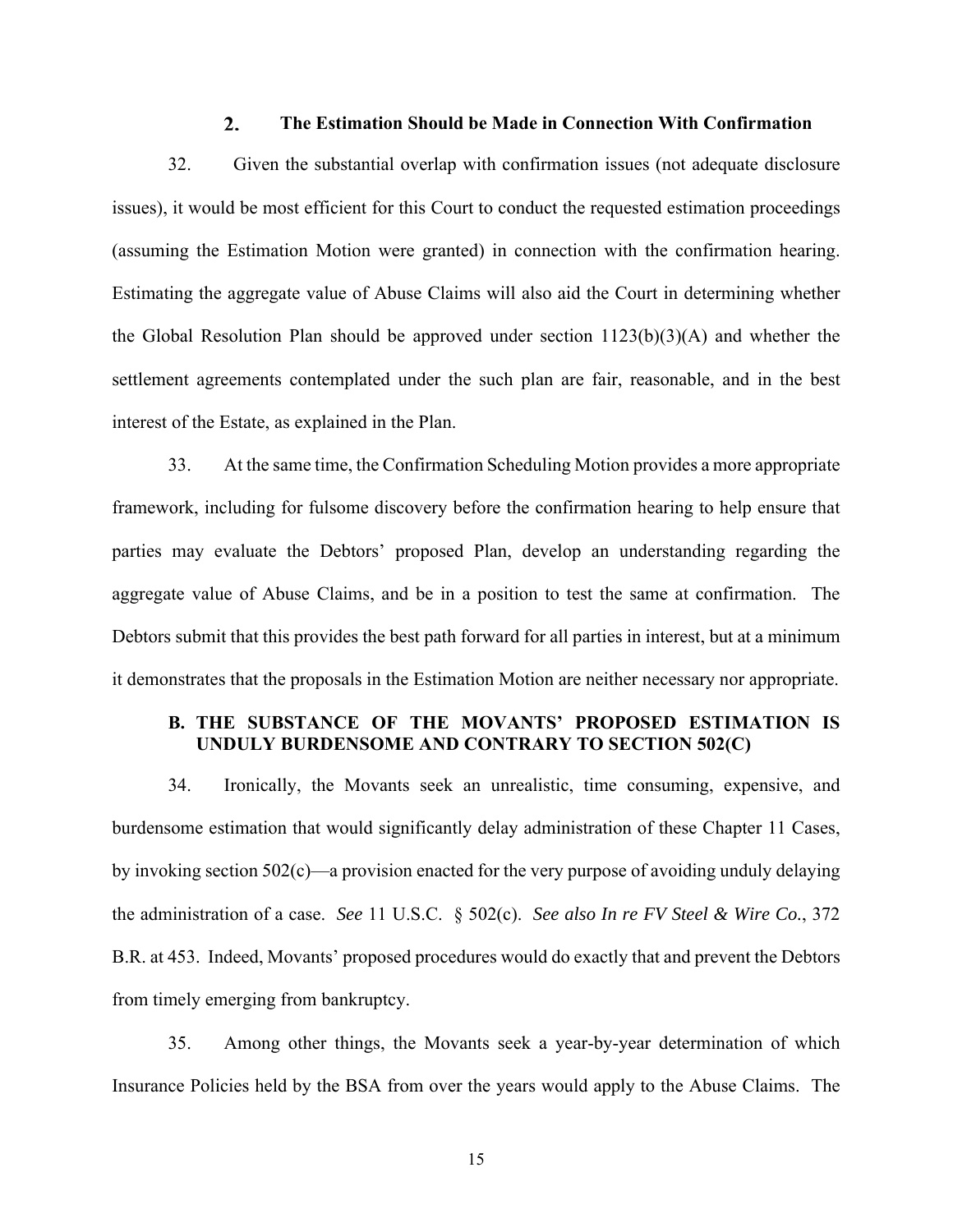### 2. The Estimation Should be Made in Connection With Confirmation

32. Given the substantial overlap with confirmation issues (not adequate disclosure issues), it would be most efficient for this Court to conduct the requested estimation proceedings (assuming the Estimation Motion were granted) in connection with the confirmation hearing. Estimating the aggregate value of Abuse Claims will also aid the Court in determining whether the Global Resolution Plan should be approved under section 1123(b)(3)(A) and whether the settlement agreements contemplated under the such plan are fair, reasonable, and in the best interest of the Estate, as explained in the Plan.

33. At the same time, the Confirmation Scheduling Motion provides a more appropriate framework, including for fulsome discovery before the confirmation hearing to help ensure that parties may evaluate the Debtors' proposed Plan, develop an understanding regarding the aggregate value of Abuse Claims, and be in a position to test the same at confirmation. The Debtors submit that this provides the best path forward for all parties in interest, but at a minimum it demonstrates that the proposals in the Estimation Motion are neither necessary nor appropriate.

## B. THE SUBSTANCE OF THE MOVANTS' PROPOSED ESTIMATION IS UNDULY BURDENSOME AND CONTRARY TO SECTION 502(C)

34. Ironically, the Movants seek an unrealistic, time consuming, expensive, and burdensome estimation that would significantly delay administration of these Chapter 11 Cases, by invoking section 502(c)—a provision enacted for the very purpose of avoiding unduly delaying the administration of a case. *See* 11 U.S.C. § 502(c). *See also In re FV Steel & Wire Co.*, 372 B.R. at 453. Indeed, Movants' proposed procedures would do exactly that and prevent the Debtors from timely emerging from bankruptcy.

35. Among other things, the Movants seek a year-by-year determination of which Insurance Policies held by the BSA from over the years would apply to the Abuse Claims. The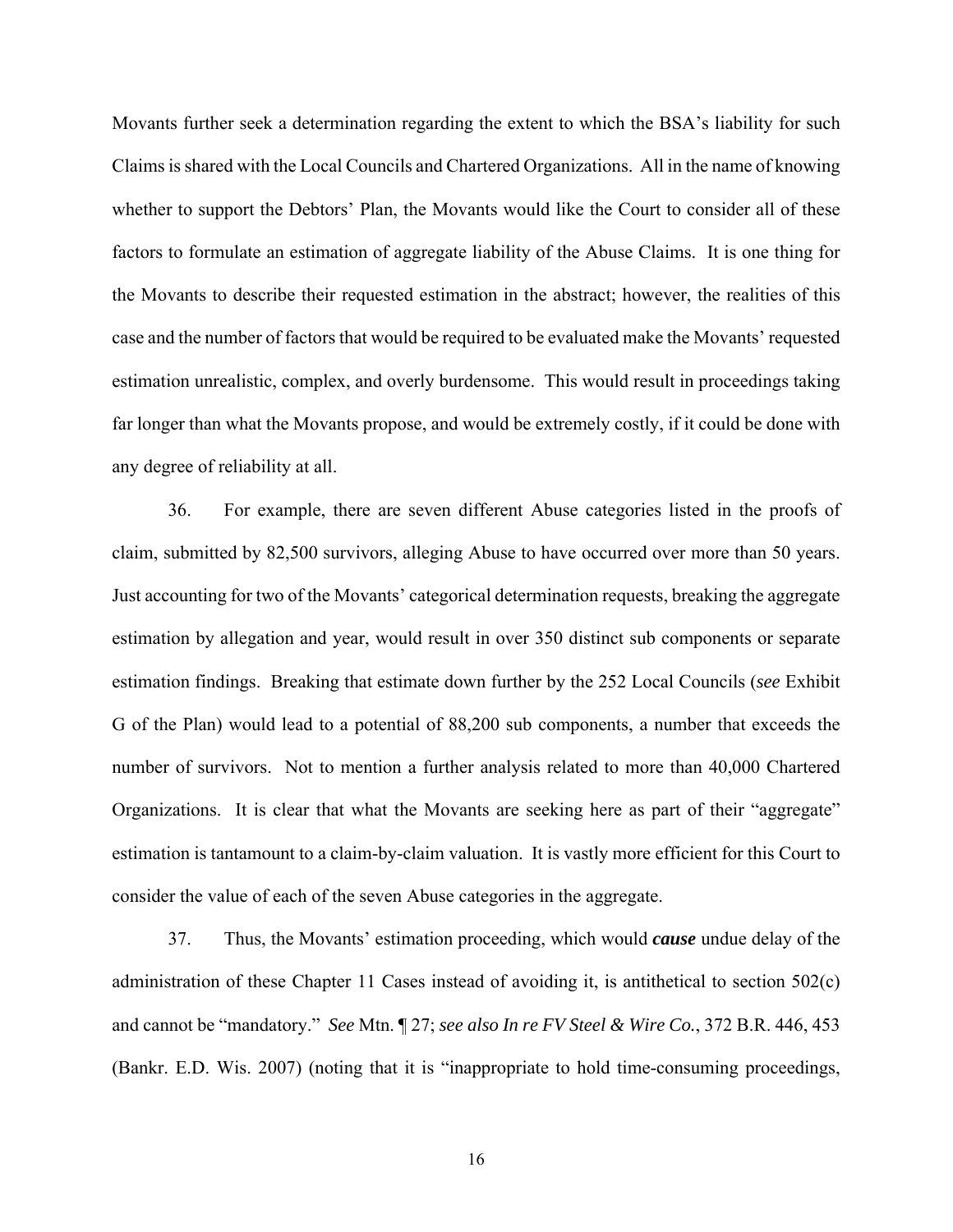Movants further seek a determination regarding the extent to which the BSA's liability for such Claims is shared with the Local Councils and Chartered Organizations. All in the name of knowing whether to support the Debtors' Plan, the Movants would like the Court to consider all of these factors to formulate an estimation of aggregate liability of the Abuse Claims. It is one thing for the Movants to describe their requested estimation in the abstract; however, the realities of this case and the number of factors that would be required to be evaluated make the Movants' requested estimation unrealistic, complex, and overly burdensome. This would result in proceedings taking far longer than what the Movants propose, and would be extremely costly, if it could be done with any degree of reliability at all.

36. For example, there are seven different Abuse categories listed in the proofs of claim, submitted by 82,500 survivors, alleging Abuse to have occurred over more than 50 years. Just accounting for two of the Movants' categorical determination requests, breaking the aggregate estimation by allegation and year, would result in over 350 distinct sub components or separate estimation findings. Breaking that estimate down further by the 252 Local Councils (*see* Exhibit G of the Plan) would lead to a potential of 88,200 sub components, a number that exceeds the number of survivors. Not to mention a further analysis related to more than 40,000 Chartered Organizations. It is clear that what the Movants are seeking here as part of their "aggregate" estimation is tantamount to a claim-by-claim valuation. It is vastly more efficient for this Court to consider the value of each of the seven Abuse categories in the aggregate.

37. Thus, the Movants' estimation proceeding, which would ***cause*** undue delay of the administration of these Chapter 11 Cases instead of avoiding it, is antithetical to section 502(c) and cannot be "mandatory." *See* Mtn. ¶ 27; *see also In re FV Steel & Wire Co.*, 372 B.R. 446, 453 (Bankr. E.D. Wis. 2007) (noting that it is "inappropriate to hold time-consuming proceedings,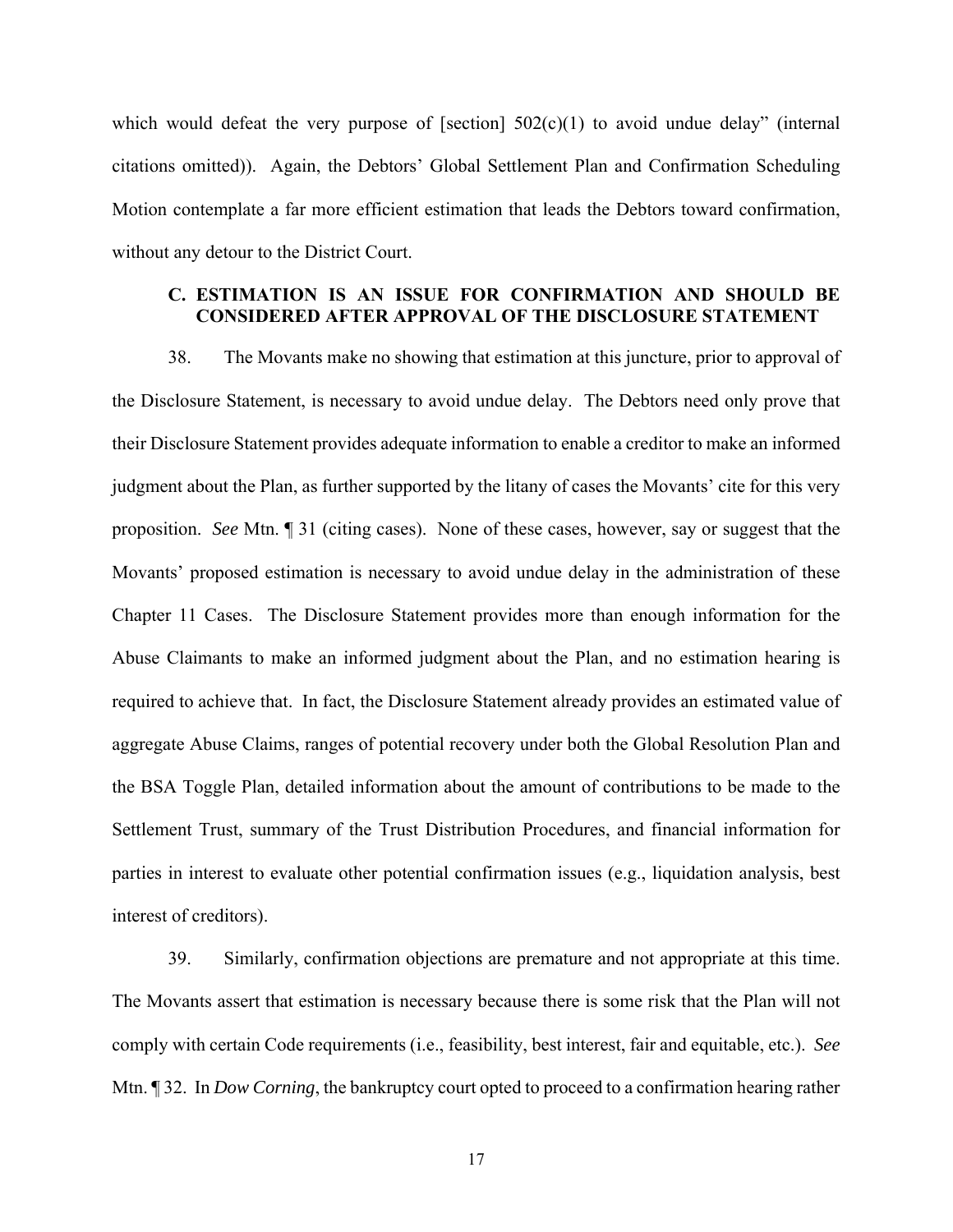which would defeat the very purpose of [section] 502(c)(1) to avoid undue delay" (internal citations omitted)). Again, the Debtors' Global Settlement Plan and Confirmation Scheduling Motion contemplate a far more efficient estimation that leads the Debtors toward confirmation, without any detour to the District Court.

### C. ESTIMATION IS AN ISSUE FOR CONFIRMATION AND SHOULD BE CONSIDERED AFTER APPROVAL OF THE DISCLOSURE STATEMENT

38. The Movants make no showing that estimation at this juncture, prior to approval of the Disclosure Statement, is necessary to avoid undue delay. The Debtors need only prove that their Disclosure Statement provides adequate information to enable a creditor to make an informed judgment about the Plan, as further supported by the litany of cases the Movants' cite for this very proposition. *See* Mtn. ¶ 31 (citing cases). None of these cases, however, say or suggest that the Movants' proposed estimation is necessary to avoid undue delay in the administration of these Chapter 11 Cases. The Disclosure Statement provides more than enough information for the Abuse Claimants to make an informed judgment about the Plan, and no estimation hearing is required to achieve that. In fact, the Disclosure Statement already provides an estimated value of aggregate Abuse Claims, ranges of potential recovery under both the Global Resolution Plan and the BSA Toggle Plan, detailed information about the amount of contributions to be made to the Settlement Trust, summary of the Trust Distribution Procedures, and financial information for parties in interest to evaluate other potential confirmation issues (e.g., liquidation analysis, best interest of creditors).

39. Similarly, confirmation objections are premature and not appropriate at this time. The Movants assert that estimation is necessary because there is some risk that the Plan will not comply with certain Code requirements (i.e., feasibility, best interest, fair and equitable, etc.). *See* Mtn. ¶ 32. In *Dow Corning*, the bankruptcy court opted to proceed to a confirmation hearing rather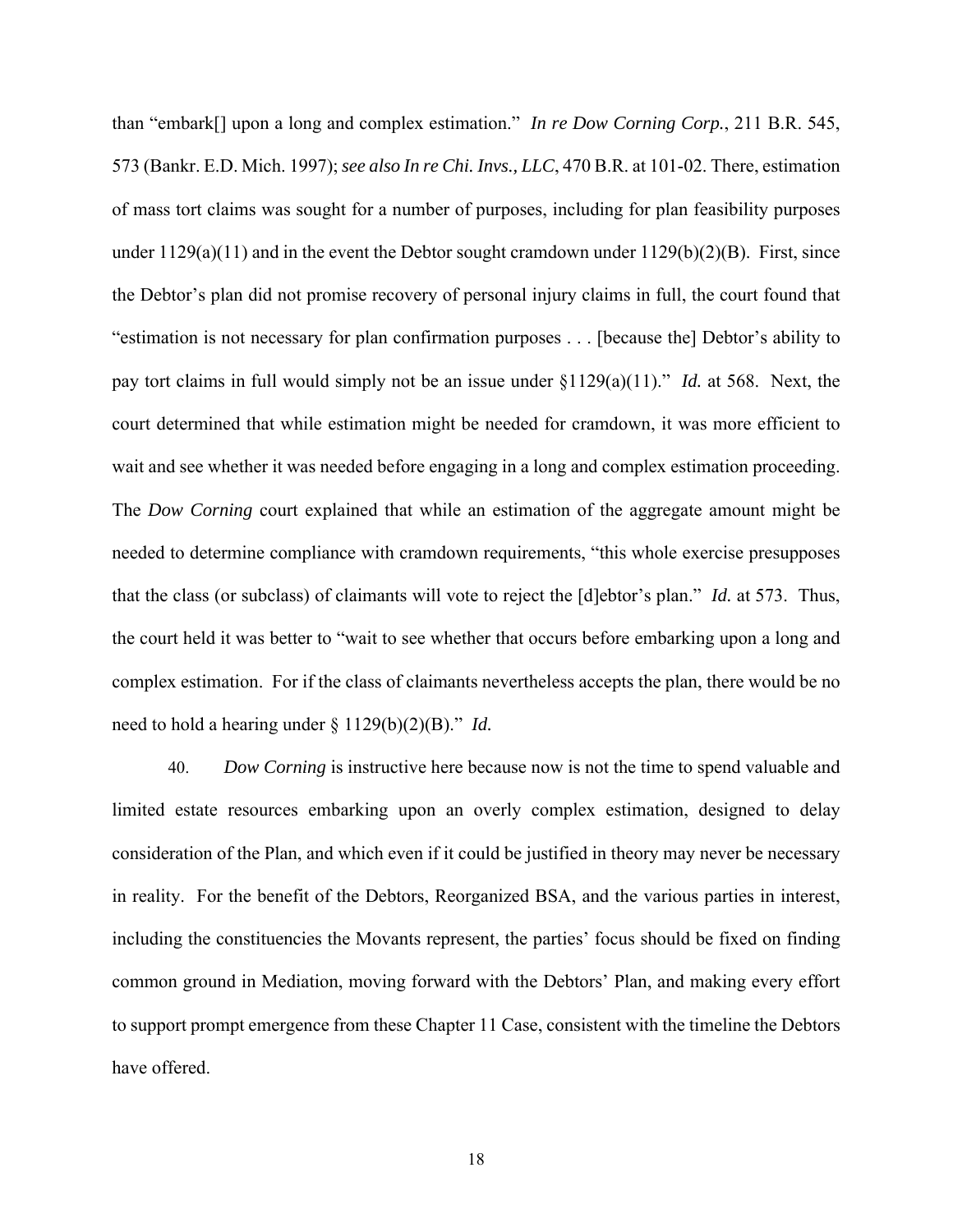than "embark[] upon a long and complex estimation." *In re Dow Corning Corp.*, 211 B.R. 545, 573 (Bankr. E.D. Mich. 1997); *see also In re Chi. Invs., LLC*, 470 B.R. at 101-02. There, estimation of mass tort claims was sought for a number of purposes, including for plan feasibility purposes under 1129(a)(11) and in the event the Debtor sought cramdown under 1129(b)(2)(B). First, since the Debtor's plan did not promise recovery of personal injury claims in full, the court found that "estimation is not necessary for plan confirmation purposes . . . [because the] Debtor's ability to pay tort claims in full would simply not be an issue under §1129(a)(11)." *Id.* at 568. Next, the court determined that while estimation might be needed for cramdown, it was more efficient to wait and see whether it was needed before engaging in a long and complex estimation proceeding. The *Dow Corning* court explained that while an estimation of the aggregate amount might be needed to determine compliance with cramdown requirements, "this whole exercise presupposes that the class (or subclass) of claimants will vote to reject the [d]ebtor's plan." *Id.* at 573. Thus, the court held it was better to "wait to see whether that occurs before embarking upon a long and complex estimation. For if the class of claimants nevertheless accepts the plan, there would be no need to hold a hearing under § 1129(b)(2)(B)." *Id.*

40. *Dow Corning* is instructive here because now is not the time to spend valuable and limited estate resources embarking upon an overly complex estimation, designed to delay consideration of the Plan, and which even if it could be justified in theory may never be necessary in reality. For the benefit of the Debtors, Reorganized BSA, and the various parties in interest, including the constituencies the Movants represent, the parties' focus should be fixed on finding common ground in Mediation, moving forward with the Debtors' Plan, and making every effort to support prompt emergence from these Chapter 11 Case, consistent with the timeline the Debtors have offered.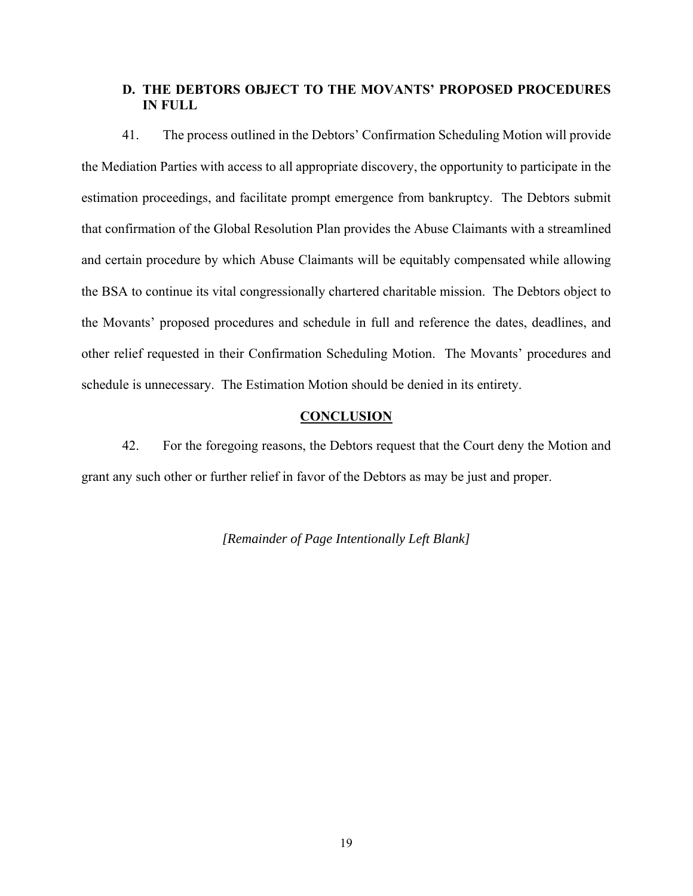### D. THE DEBTORS OBJECT TO THE MOVANTS' PROPOSED PROCEDURES IN FULL

41. The process outlined in the Debtors' Confirmation Scheduling Motion will provide the Mediation Parties with access to all appropriate discovery, the opportunity to participate in the estimation proceedings, and facilitate prompt emergence from bankruptcy. The Debtors submit that confirmation of the Global Resolution Plan provides the Abuse Claimants with a streamlined and certain procedure by which Abuse Claimants will be equitably compensated while allowing the BSA to continue its vital congressionally chartered charitable mission. The Debtors object to the Movants' proposed procedures and schedule in full and reference the dates, deadlines, and other relief requested in their Confirmation Scheduling Motion. The Movants' procedures and schedule is unnecessary. The Estimation Motion should be denied in its entirety.

## CONCLUSION

42. For the foregoing reasons, the Debtors request that the Court deny the Motion and grant any such other or further relief in favor of the Debtors as may be just and proper.

*[Remainder of Page Intentionally Left Blank]*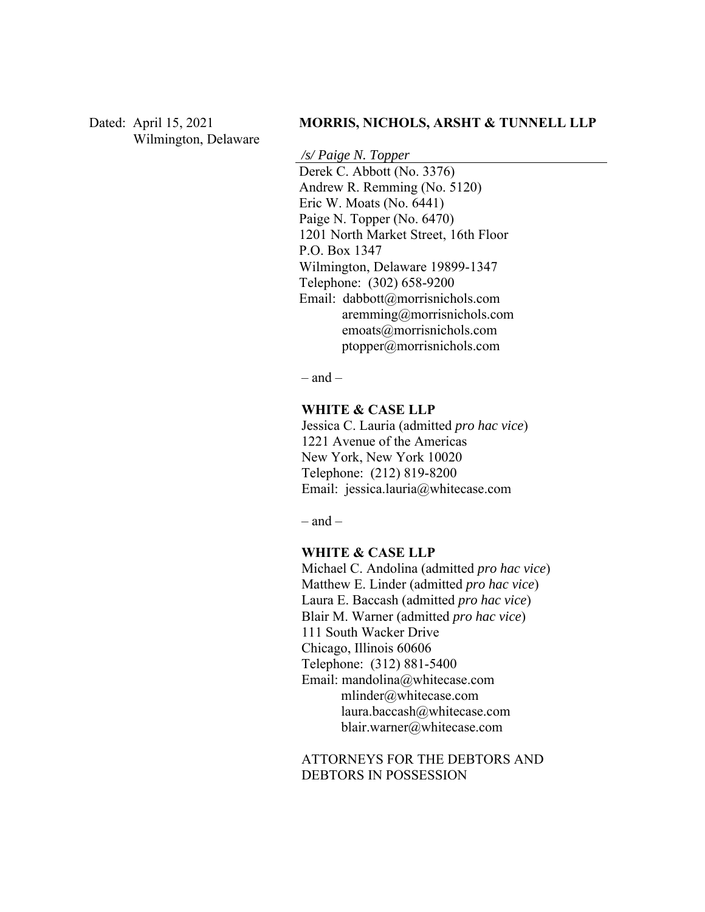Dated: April 15, 2021
Wilmington, Delaware

**MORRIS, NICHOLS, ARSHT & TUNNELL LLP**

*/s/ Paige N. Topper*
Derek C. Abbott (No. 3376)
Andrew R. Remming (No. 5120)
Eric W. Moats (No. 6441)
Paige N. Topper (No. 6470)
1201 North Market Street, 16th Floor
P.O. Box 1347
Wilmington, Delaware 19899-1347
Telephone: (302) 658-9200
Email: dabbott@morrisnichols.com
aremming@morrisnichols.com
emoats@morrisnichols.com
ptopper@morrisnichols.com

– and –

**WHITE & CASE LLP**
Jessica C. Lauria (admitted *pro hac vice*)
1221 Avenue of the Americas
New York, New York 10020
Telephone: (212) 819-8200
Email: jessica.lauria@whitecase.com

– and –

**WHITE & CASE LLP**
Michael C. Andolina (admitted *pro hac vice*)
Matthew E. Linder (admitted *pro hac vice*)
Laura E. Baccash (admitted *pro hac vice*)
Blair M. Warner (admitted *pro hac vice*)
111 South Wacker Drive
Chicago, Illinois 60606
Telephone: (312) 881-5400
Email: mandolina@whitecase.com
mlinder@whitecase.com
laura.baccash@whitecase.com
blair.warner@whitecase.com

ATTORNEYS FOR THE DEBTORS AND DEBTORS IN POSSESSION